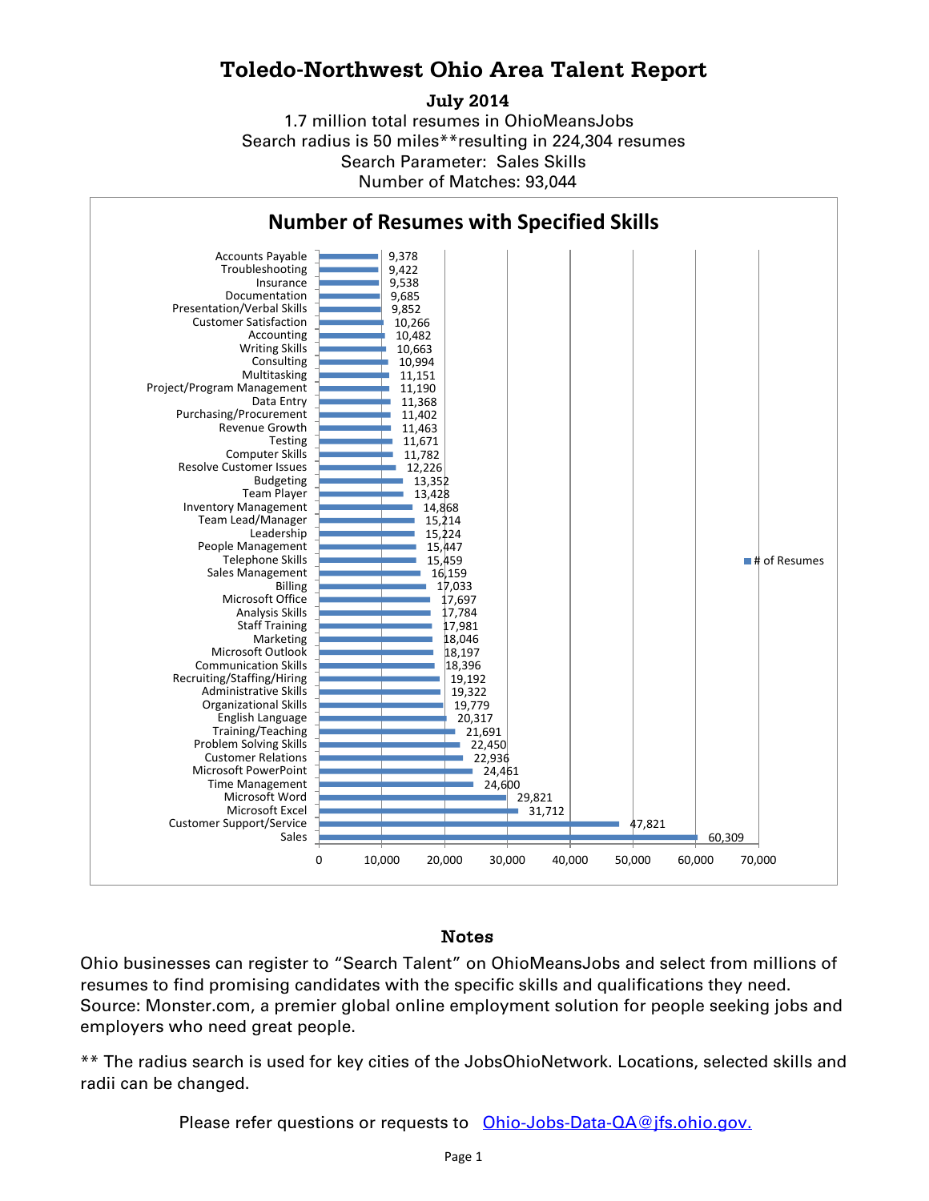# Toledo-Northwest Ohio Area Talent Report

**July 2014**

1.7 million total resumes in OhioMeansJobs
Search radius is 50 miles**resulting in 224,304 resumes
Search Parameter: Sales Skills
Number of Matches: 93,044

## Number of Resumes with Specified Skills

| Skill | # of Resumes |
|---|---|
| Accounts Payable | 9,378 |
| Troubleshooting | 9,422 |
| Insurance | 9,538 |
| Documentation | 9,685 |
| Presentation/Verbal Skills | 9,852 |
| Customer Satisfaction | 10,266 |
| Accounting | 10,482 |
| Writing Skills | 10,663 |
| Consulting | 10,994 |
| Multitasking | 11,151 |
| Project/Program Management | 11,190 |
| Data Entry | 11,368 |
| Purchasing/Procurement | 11,402 |
| Revenue Growth | 11,463 |
| Testing | 11,671 |
| Computer Skills | 11,782 |
| Resolve Customer Issues | 12,226 |
| Budgeting | 13,352 |
| Team Player | 13,428 |
| Inventory Management | 14,868 |
| Team Lead/Manager | 15,214 |
| Leadership | 15,224 |
| People Management | 15,447 |
| Telephone Skills | 15,459 |
| Sales Management | 16,159 |
| Billing | 17,033 |
| Microsoft Office | 17,697 |
| Analysis Skills | 17,784 |
| Staff Training | 17,981 |
| Marketing | 18,046 |
| Microsoft Outlook | 18,197 |
| Communication Skills | 18,396 |
| Recruiting/Staffing/Hiring | 19,192 |
| Administrative Skills | 19,322 |
| Organizational Skills | 19,779 |
| English Language | 20,317 |
| Training/Teaching | 21,691 |
| Problem Solving Skills | 22,450 |
| Customer Relations | 22,936 |
| Microsoft PowerPoint | 24,461 |
| Time Management | 24,600 |
| Microsoft Word | 29,821 |
| Microsoft Excel | 31,712 |
| Customer Support/Service | 47,821 |
| Sales | 60,309 |

## Notes

Ohio businesses can register to "Search Talent" on OhioMeansJobs and select from millions of resumes to find promising candidates with the specific skills and qualifications they need. Source: Monster.com, a premier global online employment solution for people seeking jobs and employers who need great people.

** The radius search is used for key cities of the JobsOhioNetwork. Locations, selected skills and radii can be changed.

Please refer questions or requests to [Ohio-Jobs-Data-QA@jfs.ohio.gov.](mailto:Ohio-Jobs-Data-QA@jfs.ohio.gov)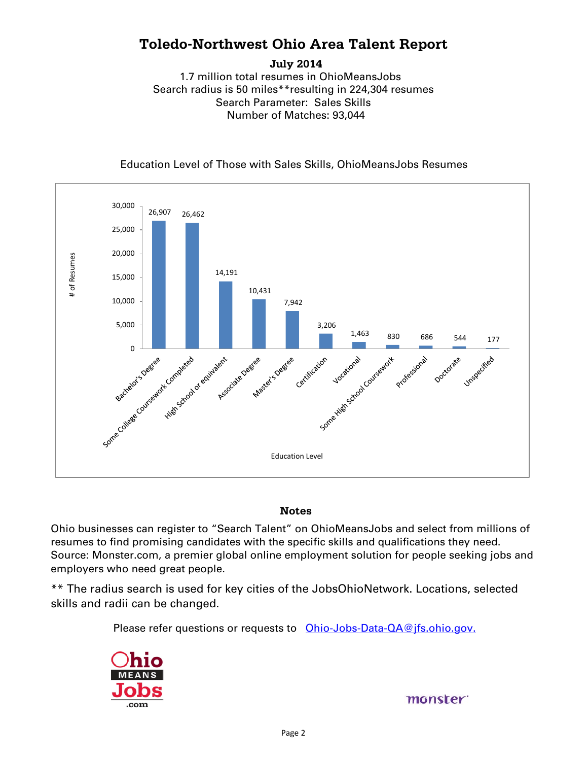# Toledo-Northwest Ohio Area Talent Report

**July 2014**

1.7 million total resumes in OhioMeansJobs
Search radius is 50 miles**resulting in 224,304 resumes
Search Parameter: Sales Skills
Number of Matches: 93,044

Education Level of Those with Sales Skills, OhioMeansJobs Resumes

# of Resumes

30,000
25,000
20,000
15,000
10,000
5,000
0

26,907
26,462
14,191
10,431
7,942
3,206
1,463
830
686
544
177

Bachelor's Degree
Some College Coursework Completed
High School or equivalent
Associate Degree
Master's Degree
Certification
Vocational
Some High School Coursework
Professional
Doctorate
Unspecified

Education Level

## Notes

Ohio businesses can register to "Search Talent" on OhioMeansJobs and select from millions of resumes to find promising candidates with the specific skills and qualifications they need. Source: Monster.com, a premier global online employment solution for people seeking jobs and employers who need great people.

** The radius search is used for key cities of the JobsOhioNetwork. Locations, selected skills and radii can be changed.

Please refer questions or requests to Ohio-Jobs-Data-QA@jfs.ohio.gov.

Ohio MEANS Jobs .com

monster